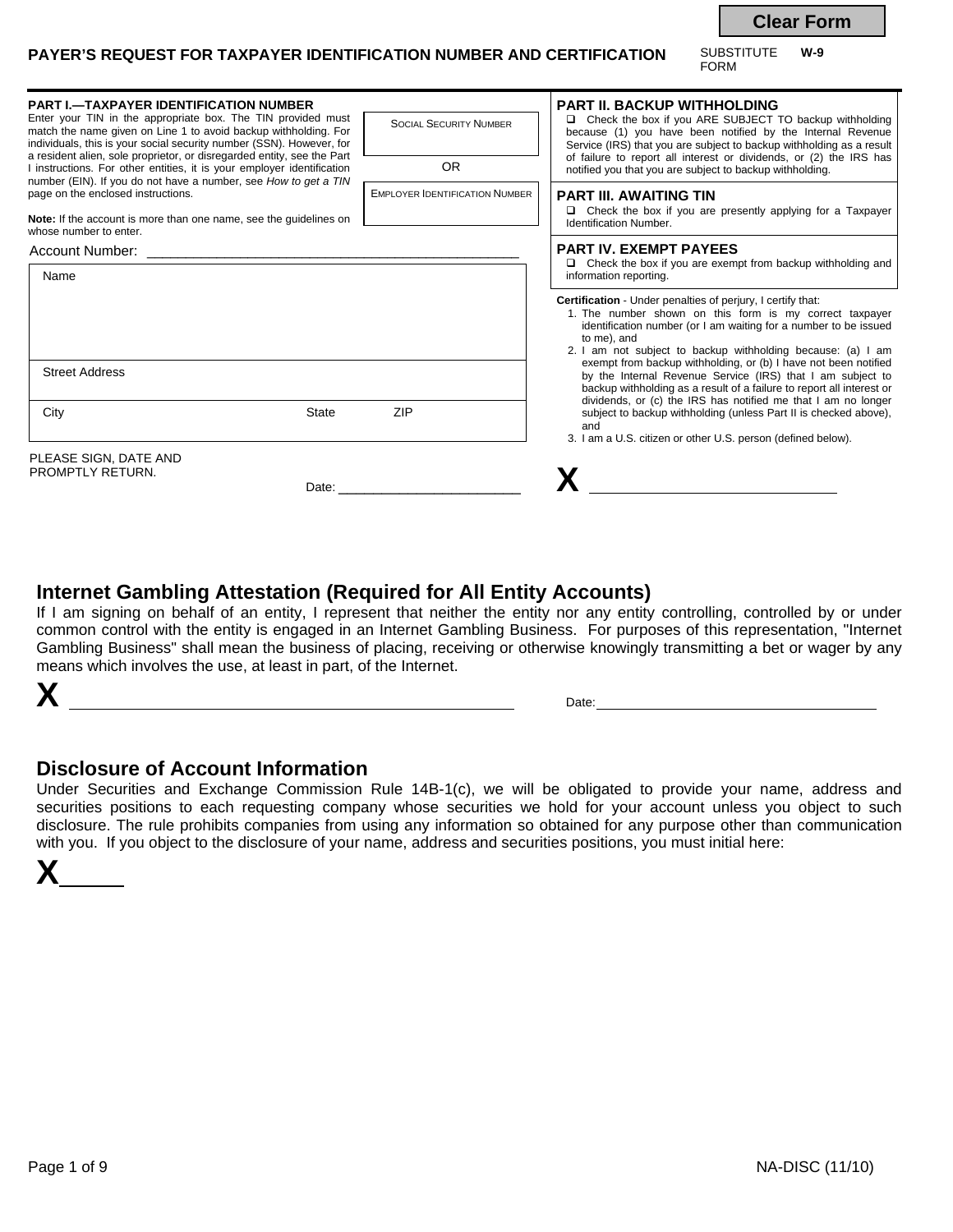Clear Form

# PAYER'S REQUEST FOR TAXPAYER IDENTIFICATION NUMBER AND CERTIFICATION

SUBSTITUTE FORM **W-9**

**PART I.—TAXPAYER IDENTIFICATION NUMBER**

Enter your TIN in the appropriate box. The TIN provided must match the name given on Line 1 to avoid backup withholding. For individuals, this is your social security number (SSN). However, for a resident alien, sole proprietor, or disregarded entity, see the Part I instructions. For other entities, it is your employer identification number (EIN). If you do not have a number, see *How to get a TIN* page on the enclosed instructions.

**Note:** If the account is more than one name, see the guidelines on whose number to enter.

| SOCIAL SECURITY NUMBER |
| --- |
| |
| OR |
| EMPLOYER IDENTIFICATION NUMBER |
| |

Account Number: ____________________________________________

| Name | | |
| --- | --- | --- |
| Street Address | | |
| City | State | ZIP |

PLEASE SIGN, DATE AND PROMPTLY RETURN.

Date: ________________________

**PART II. BACKUP WITHHOLDING**

☐ Check the box if you ARE SUBJECT TO backup withholding because (1) you have been notified by the Internal Revenue Service (IRS) that you are subject to backup withholding as a result of failure to report all interest or dividends, or (2) the IRS has notified you that you are subject to backup withholding.

**PART III. AWAITING TIN**

☐ Check the box if you are presently applying for a Taxpayer Identification Number.

**PART IV. EXEMPT PAYEES**

☐ Check the box if you are exempt from backup withholding and information reporting.

**Certification** - Under penalties of perjury, I certify that:

1. The number shown on this form is my correct taxpayer identification number (or I am waiting for a number to be issued to me), and
2. I am not subject to backup withholding because: (a) I am exempt from backup withholding, or (b) I have not been notified by the Internal Revenue Service (IRS) that I am subject to backup withholding as a result of a failure to report all interest or dividends, or (c) the IRS has notified me that I am no longer subject to backup withholding (unless Part II is checked above), and
3. I am a U.S. citizen or other U.S. person (defined below).

**X** ____________________________

## Internet Gambling Attestation (Required for All Entity Accounts)

If I am signing on behalf of an entity, I represent that neither the entity nor any entity controlling, controlled by or under common control with the entity is engaged in an Internet Gambling Business. For purposes of this representation, "Internet Gambling Business" shall mean the business of placing, receiving or otherwise knowingly transmitting a bet or wager by any means which involves the use, at least in part, of the Internet.

**X** ____________________________________________ Date: ______________________________

## Disclosure of Account Information

Under Securities and Exchange Commission Rule 14B-1(c), we will be obligated to provide your name, address and securities positions to each requesting company whose securities we hold for your account unless you object to such disclosure. The rule prohibits companies from using any information so obtained for any purpose other than communication with you. If you object to the disclosure of your name, address and securities positions, you must initial here:

**X**_____

NA-DISC (11/10)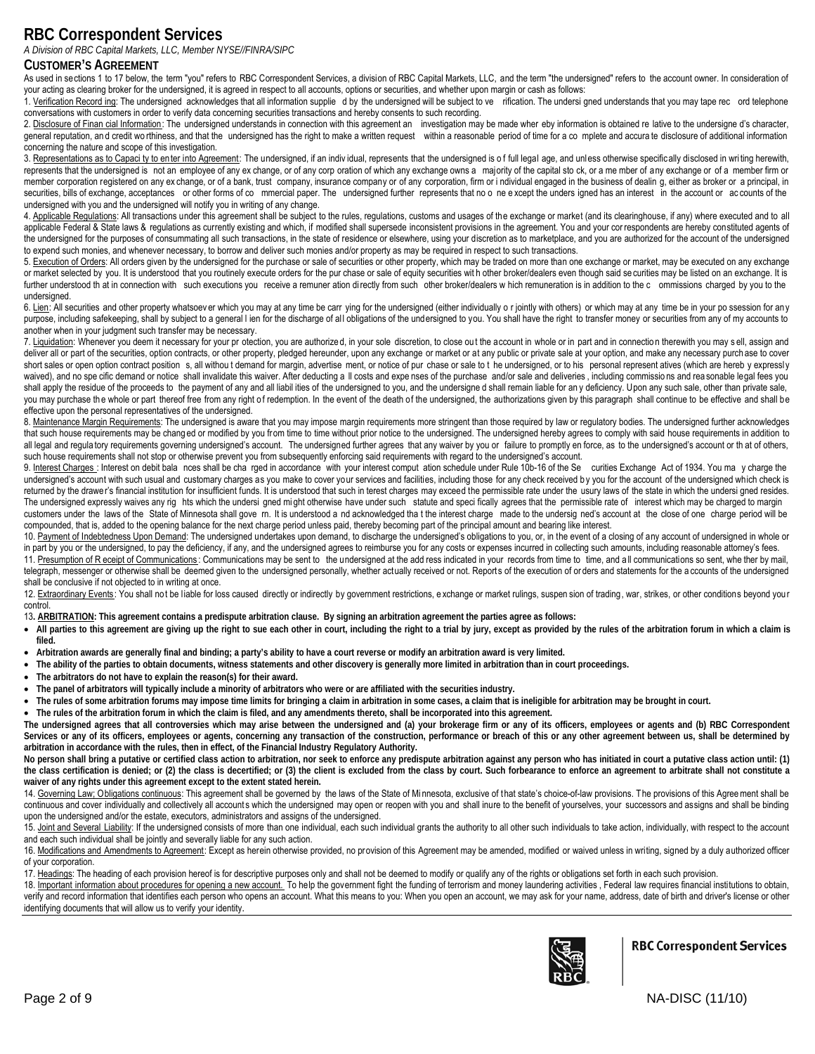# RBC Correspondent Services

*A Division of RBC Capital Markets, LLC, Member NYSE//FINRA/SIPC*

## CUSTOMER'S AGREEMENT

As used in sections 1 to 17 below, the term "you" refers to RBC Correspondent Services, a division of RBC Capital Markets, LLC, and the term "the undersigned" refers to the account owner. In consideration of your acting as clearing broker for the undersigned, it is agreed in respect to all accounts, options or securities, and whether upon margin or cash as follows:

1. Verification Record ing: The undersigned acknowledges that all information supplied by the undersigned will be subject to verification. The undersigned understands that you may tape record telephone conversations with customers in order to verify data concerning securities transactions and hereby consents to such recording.

2. Disclosure of Financial Information: The undersigned understands in connection with this agreement an investigation may be made whereby information is obtained relative to the undersigned's character, general reputation, and credit worthiness, and that the undersigned has the right to make a written request within a reasonable period of time for a complete and accurate disclosure of additional information concerning the nature and scope of this investigation.

3. Representations as to Capacity to enter into Agreement: The undersigned, if an individual, represents that the undersigned is of full legal age, and unless otherwise specifically disclosed in writing herewith, represents that the undersigned is not an employee of any exchange, or of any corporation of which any exchange owns a majority of the capital stock, or a member of any exchange or of a member firm or member corporation registered on any exchange, or of a bank, trust company, insurance company or of any corporation, firm or individual engaged in the business of dealing, either as broker or a principal, in securities, bills of exchange, acceptances or other forms of commercial paper. The undersigned further represents that no one except the undersigned has an interest in the account or accounts of the undersigned with you and the undersigned will notify you in writing of any change.

4. Applicable Regulations: All transactions under this agreement shall be subject to the rules, regulations, customs and usages of the exchange or market (and its clearinghouse, if any) where executed and to all applicable Federal & State laws & regulations as currently existing and which, if modified shall supersede inconsistent provisions in the agreement. You and your correspondents are hereby constituted agents of the undersigned for the purposes of consummating all such transactions, in the state of residence or elsewhere, using your discretion as to marketplace, and you are authorized for the account of the undersigned to expend such monies, and whenever necessary, to borrow and deliver such monies and/or property as may be required in respect to such transactions.

5. Execution of Orders: All orders given by the undersigned for the purchase or sale of securities or other property, which may be traded on more than one exchange or market, may be executed on any exchange or market selected by you. It is understood that you routinely execute orders for the purchase or sale of equity securities with other broker/dealers even though said securities may be listed on an exchange. It is further understood that in connection with such executions you receive a remuneration directly from such other broker/dealers which remuneration is in addition to the commissions charged by you to the undersigned.

6. Lien: All securities and other property whatsoever which you may at any time be carrying for the undersigned (either individually or jointly with others) or which may at any time be in your possession for any purpose, including safekeeping, shall by subject to a general lien for the discharge of all obligations of the undersigned to you. You shall have the right to transfer money or securities from any of my accounts to another when in your judgment such transfer may be necessary.

7. Liquidation: Whenever you deem it necessary for your protection, you are authorized, in your sole discretion, to close out the account in whole or in part and in connection therewith you may sell, assign and deliver all or part of the securities, option contracts, or other property, pledged hereunder, upon any exchange or market or at any public or private sale at your option, and make any necessary purchase to cover short sales or open option contract positions, all without demand for margin, advertisement, or notice of purchase or sale to the undersigned, or to his personal representatives (which are hereby expressly waived), and no specific demand or notice shall invalidate this waiver. After deducting all costs and expenses of the purchase and/or sale and deliveries, including commissions and reasonable legal fees you shall apply the residue of the proceeds to the payment of any and all liabilities of the undersigned to you, and the undersigned shall remain liable for any deficiency. Upon any such sale, other than private sale, you may purchase the whole or part thereof free from any right of redemption. In the event of the death of the undersigned, the authorizations given by this paragraph shall continue to be effective and shall be effective upon the personal representatives of the undersigned.

8. Maintenance Margin Requirements: The undersigned is aware that you may impose margin requirements more stringent than those required by law or regulatory bodies. The undersigned further acknowledges that such house requirements may be changed or modified by you from time to time without prior notice to the undersigned. The undersigned hereby agrees to comply with said house requirements in addition to all legal and regulatory requirements governing undersigned's account. The undersigned further agrees that any waiver by you or failure to promptly enforce, as to the undersigned's account or that of others, such house requirements shall not stop or otherwise prevent you from subsequently enforcing said requirements with regard to the undersigned's account.

9. Interest Charges : Interest on debit balances shall be charged in accordance with your interest computation schedule under Rule 10b-16 of the Securities Exchange Act of 1934. You may charge the undersigned's account with such usual and customary charges as you make to cover your services and facilities, including those for any check received by you for the account of the undersigned which check is returned by the drawer's financial institution for insufficient funds. It is understood that such interest charges may exceed the permissible rate under the usury laws of the state in which the undersigned resides. The undersigned expressly waives any rights which the undersigned might otherwise have under such statute and specifically agrees that the permissible rate of interest which may be charged to margin customers under the laws of the State of Minnesota shall govern. It is understood and acknowledged that the interest charge made to the undersigned's account at the close of one charge period will be compounded, that is, added to the opening balance for the next charge period unless paid, thereby becoming part of the principal amount and bearing like interest.

10. Payment of Indebtedness Upon Demand: The undersigned undertakes upon demand, to discharge the undersigned's obligations to you, or, in the event of a closing of any account of undersigned in whole or in part by you or the undersigned, to pay the deficiency, if any, and the undersigned agrees to reimburse you for any costs or expenses incurred in collecting such amounts, including reasonable attorney's fees.

11. Presumption of Receipt of Communications: Communications may be sent to the undersigned at the address indicated in your records from time to time, and all communications so sent, whether by mail, telegraph, messenger or otherwise shall be deemed given to the undersigned personally, whether actually received or not. Reports of the execution of orders and statements for the accounts of the undersigned shall be conclusive if not objected to in writing at once.

12. Extraordinary Events: You shall not be liable for loss caused directly or indirectly by government restrictions, exchange or market rulings, suspension of trading, war, strikes, or other conditions beyond your control.

13**. ARBITRATION: This agreement contains a predispute arbitration clause. By signing an arbitration agreement the parties agree as follows:**

- **All parties to this agreement are giving up the right to sue each other in court, including the right to a trial by jury, except as provided by the rules of the arbitration forum in which a claim is filed.**
- **Arbitration awards are generally final and binding; a party's ability to have a court reverse or modify an arbitration award is very limited.**
- **The ability of the parties to obtain documents, witness statements and other discovery is generally more limited in arbitration than in court proceedings.**
- **The arbitrators do not have to explain the reason(s) for their award.**
- **The panel of arbitrators will typically include a minority of arbitrators who were or are affiliated with the securities industry.**
- **The rules of some arbitration forums may impose time limits for bringing a claim in arbitration in some cases, a claim that is ineligible for arbitration may be brought in court.**
- **The rules of the arbitration forum in which the claim is filed, and any amendments thereto, shall be incorporated into this agreement.**

**The undersigned agrees that all controversies which may arise between the undersigned and (a) your brokerage firm or any of its officers, employees or agents and (b) RBC Correspondent Services or any of its officers, employees or agents, concerning any transaction of the construction, performance or breach of this or any other agreement between us, shall be determined by arbitration in accordance with the rules, then in effect, of the Financial Industry Regulatory Authority.**

**No person shall bring a putative or certified class action to arbitration, nor seek to enforce any predispute arbitration against any person who has initiated in court a putative class action until: (1) the class certification is denied; or (2) the class is decertified; or (3) the client is excluded from the class by court. Such forbearance to enforce an agreement to arbitrate shall not constitute a waiver of any rights under this agreement except to the extent stated herein.**

14. Governing Law; Obligations continuous: This agreement shall be governed by the laws of the State of Minnesota, exclusive of that state's choice-of-law provisions. The provisions of this Agreement shall be continuous and cover individually and collectively all accounts which the undersigned may open or reopen with you and shall inure to the benefit of yourselves, your successors and assigns and shall be binding upon the undersigned and/or the estate, executors, administrators and assigns of the undersigned.

15. Joint and Several Liability: If the undersigned consists of more than one individual, each such individual grants the authority to all other such individuals to take action, individually, with respect to the account and each such individual shall be jointly and severally liable for any such action.

16. Modifications and Amendments to Agreement: Except as herein otherwise provided, no provision of this Agreement may be amended, modified or waived unless in writing, signed by a duly authorized officer of your corporation.

17. Headings: The heading of each provision hereof is for descriptive purposes only and shall not be deemed to modify or qualify any of the rights or obligations set forth in each such provision.

18. Important information about procedures for opening a new account. To help the government fight the funding of terrorism and money laundering activities , Federal law requires financial institutions to obtain, verify and record information that identifies each person who opens an account. What this means to you: When you open an account, we may ask for your name, address, date of birth and driver's license or other identifying documents that will allow us to verify your identity.

RBC Correspondent Services

NA-DISC (11/10)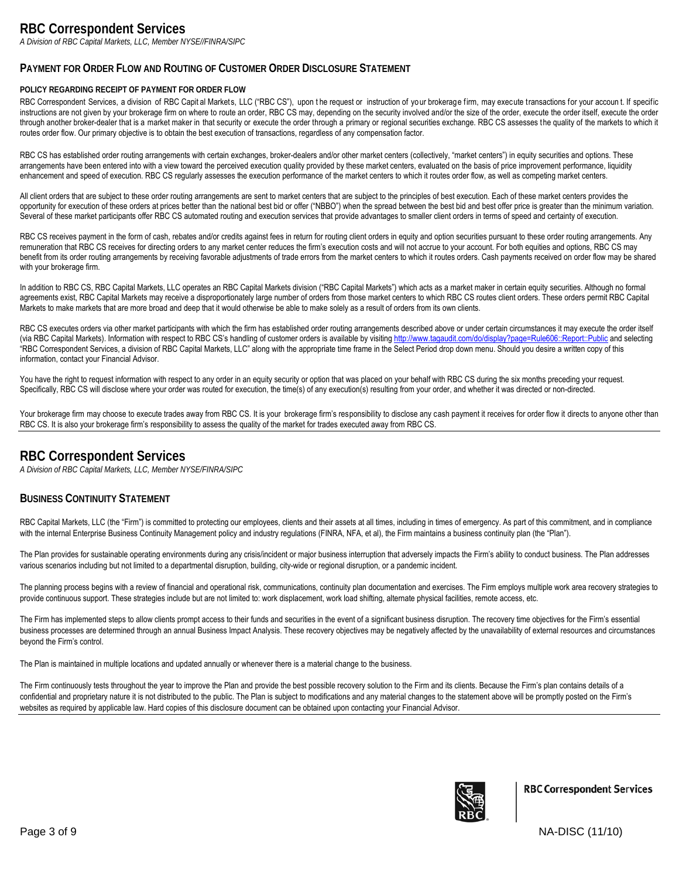# RBC Correspondent Services

*A Division of RBC Capital Markets, LLC, Member NYSE//FINRA/SIPC*

## Payment for Order Flow and Routing of Customer Order Disclosure Statement

### POLICY REGARDING RECEIPT OF PAYMENT FOR ORDER FLOW

RBC Correspondent Services, a division of RBC Capital Markets, LLC ("RBC CS"), upon the request or instruction of your brokerage firm, may execute transactions for your account. If specific instructions are not given by your brokerage firm on where to route an order, RBC CS may, depending on the security involved and/or the size of the order, execute the order itself, execute the order through another broker-dealer that is a market maker in that security or execute the order through a primary or regional securities exchange. RBC CS assesses the quality of the markets to which it routes order flow. Our primary objective is to obtain the best execution of transactions, regardless of any compensation factor.

RBC CS has established order routing arrangements with certain exchanges, broker-dealers and/or other market centers (collectively, "market centers") in equity securities and options. These arrangements have been entered into with a view toward the perceived execution quality provided by these market centers, evaluated on the basis of price improvement performance, liquidity enhancement and speed of execution. RBC CS regularly assesses the execution performance of the market centers to which it routes order flow, as well as competing market centers.

All client orders that are subject to these order routing arrangements are sent to market centers that are subject to the principles of best execution. Each of these market centers provides the opportunity for execution of these orders at prices better than the national best bid or offer ("NBBO") when the spread between the best bid and best offer price is greater than the minimum variation. Several of these market participants offer RBC CS automated routing and execution services that provide advantages to smaller client orders in terms of speed and certainty of execution.

RBC CS receives payment in the form of cash, rebates and/or credits against fees in return for routing client orders in equity and option securities pursuant to these order routing arrangements. Any remuneration that RBC CS receives for directing orders to any market center reduces the firm's execution costs and will not accrue to your account. For both equities and options, RBC CS may benefit from its order routing arrangements by receiving favorable adjustments of trade errors from the market centers to which it routes orders. Cash payments received on order flow may be shared with your brokerage firm.

In addition to RBC CS, RBC Capital Markets, LLC operates an RBC Capital Markets division ("RBC Capital Markets") which acts as a market maker in certain equity securities. Although no formal agreements exist, RBC Capital Markets may receive a disproportionately large number of orders from those market centers to which RBC CS routes client orders. These orders permit RBC Capital Markets to make markets that are more broad and deep that it would otherwise be able to make solely as a result of orders from its own clients.

RBC CS executes orders via other market participants with which the firm has established order routing arrangements described above or under certain circumstances it may execute the order itself (via RBC Capital Markets). Information with respect to RBC CS's handling of customer orders is available by visiting http://www.tagaudit.com/do/display?page=Rule606::Report::Public and selecting "RBC Correspondent Services, a division of RBC Capital Markets, LLC" along with the appropriate time frame in the Select Period drop down menu. Should you desire a written copy of this information, contact your Financial Advisor.

You have the right to request information with respect to any order in an equity security or option that was placed on your behalf with RBC CS during the six months preceding your request. Specifically, RBC CS will disclose where your order was routed for execution, the time(s) of any execution(s) resulting from your order, and whether it was directed or non-directed.

Your brokerage firm may choose to execute trades away from RBC CS. It is your brokerage firm's responsibility to disclose any cash payment it receives for order flow it directs to anyone other than RBC CS. It is also your brokerage firm's responsibility to assess the quality of the market for trades executed away from RBC CS.

# RBC Correspondent Services

*A Division of RBC Capital Markets, LLC, Member NYSE/FINRA/SIPC*

## Business Continuity Statement

RBC Capital Markets, LLC (the "Firm") is committed to protecting our employees, clients and their assets at all times, including in times of emergency. As part of this commitment, and in compliance with the internal Enterprise Business Continuity Management policy and industry regulations (FINRA, NFA, et al), the Firm maintains a business continuity plan (the "Plan").

The Plan provides for sustainable operating environments during any crisis/incident or major business interruption that adversely impacts the Firm's ability to conduct business. The Plan addresses various scenarios including but not limited to a departmental disruption, building, city-wide or regional disruption, or a pandemic incident.

The planning process begins with a review of financial and operational risk, communications, continuity plan documentation and exercises. The Firm employs multiple work area recovery strategies to provide continuous support. These strategies include but are not limited to: work displacement, work load shifting, alternate physical facilities, remote access, etc.

The Firm has implemented steps to allow clients prompt access to their funds and securities in the event of a significant business disruption. The recovery time objectives for the Firm's essential business processes are determined through an annual Business Impact Analysis. These recovery objectives may be negatively affected by the unavailability of external resources and circumstances beyond the Firm's control.

The Plan is maintained in multiple locations and updated annually or whenever there is a material change to the business.

The Firm continuously tests throughout the year to improve the Plan and provide the best possible recovery solution to the Firm and its clients. Because the Firm's plan contains details of a confidential and proprietary nature it is not distributed to the public. The Plan is subject to modifications and any material changes to the statement above will be promptly posted on the Firm's websites as required by applicable law. Hard copies of this disclosure document can be obtained upon contacting your Financial Advisor.

NA-DISC (11/10)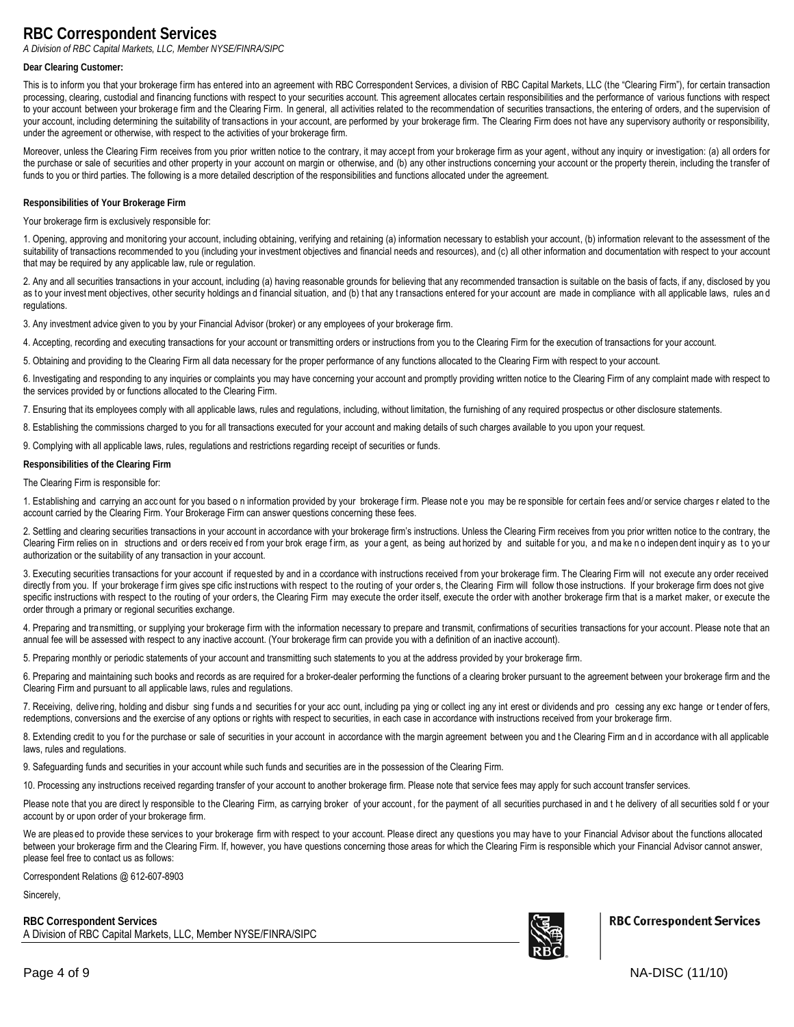# RBC Correspondent Services

*A Division of RBC Capital Markets, LLC, Member NYSE/FINRA/SIPC*

**Dear Clearing Customer:**

This is to inform you that your brokerage firm has entered into an agreement with RBC Correspondent Services, a division of RBC Capital Markets, LLC (the "Clearing Firm"), for certain transaction processing, clearing, custodial and financing functions with respect to your securities account. This agreement allocates certain responsibilities and the performance of various functions with respect to your account between your brokerage firm and the Clearing Firm. In general, all activities related to the recommendation of securities transactions, the entering of orders, and the supervision of your account, including determining the suitability of transactions in your account, are performed by your brokerage firm. The Clearing Firm does not have any supervisory authority or responsibility, under the agreement or otherwise, with respect to the activities of your brokerage firm.

Moreover, unless the Clearing Firm receives from you prior written notice to the contrary, it may accept from your brokerage firm as your agent, without any inquiry or investigation: (a) all orders for the purchase or sale of securities and other property in your account on margin or otherwise, and (b) any other instructions concerning your account or the property therein, including the transfer of funds to you or third parties. The following is a more detailed description of the responsibilities and functions allocated under the agreement.

**Responsibilities of Your Brokerage Firm**

Your brokerage firm is exclusively responsible for:

1. Opening, approving and monitoring your account, including obtaining, verifying and retaining (a) information necessary to establish your account, (b) information relevant to the assessment of the suitability of transactions recommended to you (including your investment objectives and financial needs and resources), and (c) all other information and documentation with respect to your account that may be required by any applicable law, rule or regulation.

2. Any and all securities transactions in your account, including (a) having reasonable grounds for believing that any recommended transaction is suitable on the basis of facts, if any, disclosed by you as to your investment objectives, other security holdings and financial situation, and (b) that any transactions entered for your account are made in compliance with all applicable laws, rules and regulations.

3. Any investment advice given to you by your Financial Advisor (broker) or any employees of your brokerage firm.

4. Accepting, recording and executing transactions for your account or transmitting orders or instructions from you to the Clearing Firm for the execution of transactions for your account.

5. Obtaining and providing to the Clearing Firm all data necessary for the proper performance of any functions allocated to the Clearing Firm with respect to your account.

6. Investigating and responding to any inquiries or complaints you may have concerning your account and promptly providing written notice to the Clearing Firm of any complaint made with respect to the services provided by or functions allocated to the Clearing Firm.

7. Ensuring that its employees comply with all applicable laws, rules and regulations, including, without limitation, the furnishing of any required prospectus or other disclosure statements.

8. Establishing the commissions charged to you for all transactions executed for your account and making details of such charges available to you upon your request.

9. Complying with all applicable laws, rules, regulations and restrictions regarding receipt of securities or funds.

**Responsibilities of the Clearing Firm**

The Clearing Firm is responsible for:

1. Establishing and carrying an account for you based on information provided by your brokerage firm. Please note you may be responsible for certain fees and/or service charges related to the account carried by the Clearing Firm. Your Brokerage Firm can answer questions concerning these fees.

2. Settling and clearing securities transactions in your account in accordance with your brokerage firm's instructions. Unless the Clearing Firm receives from you prior written notice to the contrary, the Clearing Firm relies on instructions and orders received from your brokerage firm, as your agent, as being authorized by and suitable for you, and make no independent inquiry as to your authorization or the suitability of any transaction in your account.

3. Executing securities transactions for your account if requested by and in accordance with instructions received from your brokerage firm. The Clearing Firm will not execute any order received directly from you. If your brokerage firm gives specific instructions with respect to the routing of your orders, the Clearing Firm will follow those instructions. If your brokerage firm does not give specific instructions with respect to the routing of your orders, the Clearing Firm may execute the order itself, execute the order with another brokerage firm that is a market maker, or execute the order through a primary or regional securities exchange.

4. Preparing and transmitting, or supplying your brokerage firm with the information necessary to prepare and transmit, confirmations of securities transactions for your account. Please note that an annual fee will be assessed with respect to any inactive account. (Your brokerage firm can provide you with a definition of an inactive account).

5. Preparing monthly or periodic statements of your account and transmitting such statements to you at the address provided by your brokerage firm.

6. Preparing and maintaining such books and records as are required for a broker-dealer performing the functions of a clearing broker pursuant to the agreement between your brokerage firm and the Clearing Firm and pursuant to all applicable laws, rules and regulations.

7. Receiving, delivering, holding and disbursing funds and securities for your account, including paying or collecting any interest or dividends and processing any exchange or tender offers, redemptions, conversions and the exercise of any options or rights with respect to securities, in each case in accordance with instructions received from your brokerage firm.

8. Extending credit to you for the purchase or sale of securities in your account in accordance with the margin agreement between you and the Clearing Firm and in accordance with all applicable laws, rules and regulations.

9. Safeguarding funds and securities in your account while such funds and securities are in the possession of the Clearing Firm.

10. Processing any instructions received regarding transfer of your account to another brokerage firm. Please note that service fees may apply for such account transfer services.

Please note that you are directly responsible to the Clearing Firm, as carrying broker of your account, for the payment of all securities purchased in and the delivery of all securities sold for your account by or upon order of your brokerage firm.

We are pleased to provide these services to your brokerage firm with respect to your account. Please direct any questions you may have to your Financial Advisor about the functions allocated between your brokerage firm and the Clearing Firm. If, however, you have questions concerning those areas for which the Clearing Firm is responsible which your Financial Advisor cannot answer, please feel free to contact us as follows:

Correspondent Relations @ 612-607-8903

Sincerely,

**RBC Correspondent Services**
A Division of RBC Capital Markets, LLC, Member NYSE/FINRA/SIPC

**RBC Correspondent Services**

NA-DISC (11/10)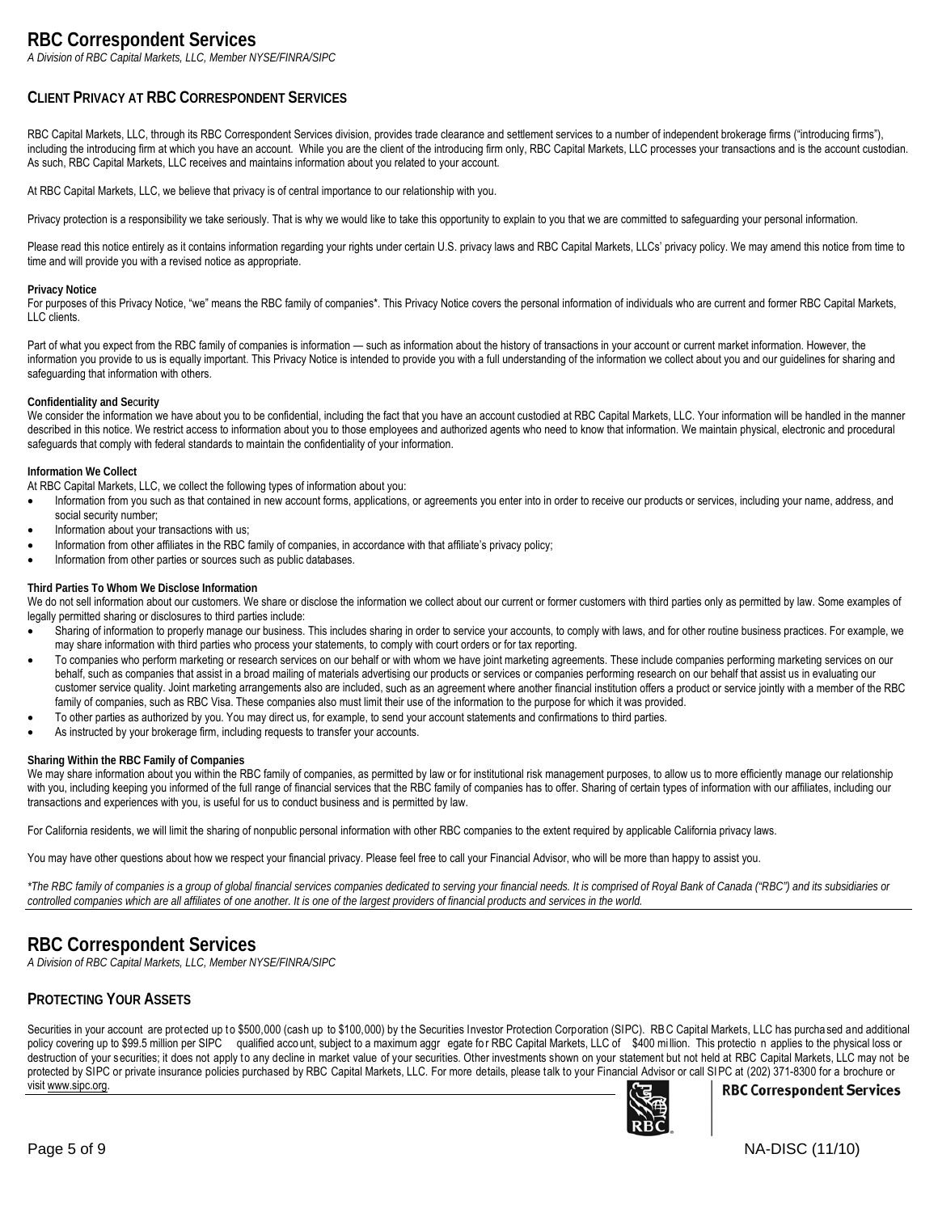# RBC Correspondent Services

*A Division of RBC Capital Markets, LLC, Member NYSE/FINRA/SIPC*

## CLIENT PRIVACY AT RBC CORRESPONDENT SERVICES

RBC Capital Markets, LLC, through its RBC Correspondent Services division, provides trade clearance and settlement services to a number of independent brokerage firms ("introducing firms"), including the introducing firm at which you have an account. While you are the client of the introducing firm only, RBC Capital Markets, LLC processes your transactions and is the account custodian. As such, RBC Capital Markets, LLC receives and maintains information about you related to your account.

At RBC Capital Markets, LLC, we believe that privacy is of central importance to our relationship with you.

Privacy protection is a responsibility we take seriously. That is why we would like to take this opportunity to explain to you that we are committed to safeguarding your personal information.

Please read this notice entirely as it contains information regarding your rights under certain U.S. privacy laws and RBC Capital Markets, LLCs' privacy policy. We may amend this notice from time to time and will provide you with a revised notice as appropriate.

**Privacy Notice**

For purposes of this Privacy Notice, "we" means the RBC family of companies*. This Privacy Notice covers the personal information of individuals who are current and former RBC Capital Markets, LLC clients.

Part of what you expect from the RBC family of companies is information — such as information about the history of transactions in your account or current market information. However, the information you provide to us is equally important. This Privacy Notice is intended to provide you with a full understanding of the information we collect about you and our guidelines for sharing and safeguarding that information with others.

**Confidentiality and Security**

We consider the information we have about you to be confidential, including the fact that you have an account custodied at RBC Capital Markets, LLC. Your information will be handled in the manner described in this notice. We restrict access to information about you to those employees and authorized agents who need to know that information. We maintain physical, electronic and procedural safeguards that comply with federal standards to maintain the confidentiality of your information.

**Information We Collect**

At RBC Capital Markets, LLC, we collect the following types of information about you:

- Information from you such as that contained in new account forms, applications, or agreements you enter into in order to receive our products or services, including your name, address, and social security number;
- Information about your transactions with us;
- Information from other affiliates in the RBC family of companies, in accordance with that affiliate's privacy policy;
- Information from other parties or sources such as public databases.

**Third Parties To Whom We Disclose Information**

We do not sell information about our customers. We share or disclose the information we collect about our current or former customers with third parties only as permitted by law. Some examples of legally permitted sharing or disclosures to third parties include:

- Sharing of information to properly manage our business. This includes sharing in order to service your accounts, to comply with laws, and for other routine business practices. For example, we may share information with third parties who process your statements, to comply with court orders or for tax reporting.
- To companies who perform marketing or research services on our behalf or with whom we have joint marketing agreements. These include companies performing marketing services on our behalf, such as companies that assist in a broad mailing of materials advertising our products or services or companies performing research on our behalf that assist us in evaluating our customer service quality. Joint marketing arrangements also are included, such as an agreement where another financial institution offers a product or service jointly with a member of the RBC family of companies, such as RBC Visa. These companies also must limit their use of the information to the purpose for which it was provided.
- To other parties as authorized by you. You may direct us, for example, to send your account statements and confirmations to third parties.
- As instructed by your brokerage firm, including requests to transfer your accounts.

**Sharing Within the RBC Family of Companies**

We may share information about you within the RBC family of companies, as permitted by law or for institutional risk management purposes, to allow us to more efficiently manage our relationship with you, including keeping you informed of the full range of financial services that the RBC family of companies has to offer. Sharing of certain types of information with our affiliates, including our transactions and experiences with you, is useful for us to conduct business and is permitted by law.

For California residents, we will limit the sharing of nonpublic personal information with other RBC companies to the extent required by applicable California privacy laws.

You may have other questions about how we respect your financial privacy. Please feel free to call your Financial Advisor, who will be more than happy to assist you.

*\*The RBC family of companies is a group of global financial services companies dedicated to serving your financial needs. It is comprised of Royal Bank of Canada ("RBC") and its subsidiaries or controlled companies which are all affiliates of one another. It is one of the largest providers of financial products and services in the world.*

# RBC Correspondent Services

*A Division of RBC Capital Markets, LLC, Member NYSE/FINRA/SIPC*

## PROTECTING YOUR ASSETS

Securities in your account are protected up to $500,000 (cash up to $100,000) by the Securities Investor Protection Corporation (SIPC). RBC Capital Markets, LLC has purchased and additional policy covering up to $99.5 million per SIPC qualified account, subject to a maximum aggregate for RBC Capital Markets, LLC of $400 million. This protection applies to the physical loss or destruction of your securities; it does not apply to any decline in market value of your securities. Other investments shown on your statement but not held at RBC Capital Markets, LLC may not be protected by SIPC or private insurance policies purchased by RBC Capital Markets, LLC. For more details, please talk to your Financial Advisor or call SIPC at (202) 371-8300 for a brochure or visit www.sipc.org.

RBC Correspondent Services

NA-DISC (11/10)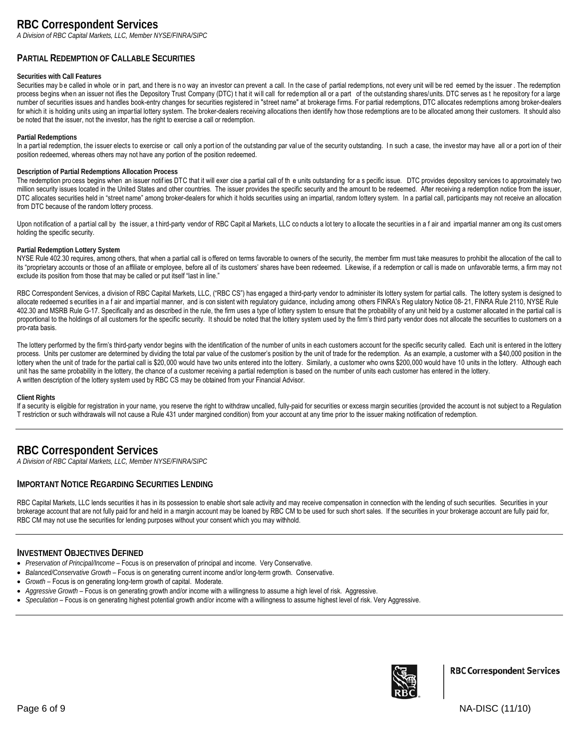# RBC Correspondent Services

*A Division of RBC Capital Markets, LLC, Member NYSE/FINRA/SIPC*

## Partial Redemption of Callable Securities

**Securities with Call Features**

Securities may be called in whole or in part, and there is no way an investor can prevent a call. In the case of partial redemptions, not every unit will be redeemed by the issuer. The redemption process begins when an issuer notifies the Depository Trust Company (DTC) that it will call for redemption all or a part of the outstanding shares/units. DTC serves as the repository for a large number of securities issues and handles book-entry changes for securities registered in "street name" at brokerage firms. For partial redemptions, DTC allocates redemptions among broker-dealers for which it is holding units using an impartial lottery system. The broker-dealers receiving allocations then identify how those redemptions are to be allocated among their customers. It should also be noted that the issuer, not the investor, has the right to exercise a call or redemption.

**Partial Redemptions**

In a partial redemption, the issuer elects to exercise or call only a portion of the outstanding par value of the security outstanding. In such a case, the investor may have all or a portion of their position redeemed, whereas others may not have any portion of the position redeemed.

**Description of Partial Redemptions Allocation Process**

The redemption process begins when an issuer notifies DTC that it will exercise a partial call of the units outstanding for a specific issue. DTC provides depository services to approximately two million security issues located in the United States and other countries. The issuer provides the specific security and the amount to be redeemed. After receiving a redemption notice from the issuer, DTC allocates securities held in "street name" among broker-dealers for which it holds securities using an impartial, random lottery system. In a partial call, participants may not receive an allocation from DTC because of the random lottery process.

Upon notification of a partial call by the issuer, a third-party vendor of RBC Capital Markets, LLC conducts a lottery to allocate the securities in a fair and impartial manner among its customers holding the specific security.

**Partial Redemption Lottery System**

NYSE Rule 402.30 requires, among others, that when a partial call is offered on terms favorable to owners of the security, the member firm must take measures to prohibit the allocation of the call to its "proprietary accounts or those of an affiliate or employee, before all of its customers' shares have been redeemed. Likewise, if a redemption or call is made on unfavorable terms, a firm may not exclude its position from those that may be called or put itself "last in line."

RBC Correspondent Services, a division of RBC Capital Markets, LLC, ("RBC CS") has engaged a third-party vendor to administer its lottery system for partial calls. The lottery system is designed to allocate redeemed securities in a fair and impartial manner, and is consistent with regulatory guidance, including among others FINRA's Regulatory Notice 08-21, FINRA Rule 2110, NYSE Rule 402.30 and MSRB Rule G-17. Specifically and as described in the rule, the firm uses a type of lottery system to ensure that the probability of any unit held by a customer allocated in the partial call is proportional to the holdings of all customers for the specific security. It should be noted that the lottery system used by the firm's third party vendor does not allocate the securities to customers on a pro-rata basis.

The lottery performed by the firm's third-party vendor begins with the identification of the number of units in each customers account for the specific security called. Each unit is entered in the lottery process. Units per customer are determined by dividing the total par value of the customer's position by the unit of trade for the redemption. As an example, a customer with a $40,000 position in the lottery when the unit of trade for the partial call is $20,000 would have two units entered into the lottery. Similarly, a customer who owns $200,000 would have 10 units in the lottery. Although each unit has the same probability in the lottery, the chance of a customer receiving a partial redemption is based on the number of units each customer has entered in the lottery.
A written description of the lottery system used by RBC CS may be obtained from your Financial Advisor.

**Client Rights**

If a security is eligible for registration in your name, you reserve the right to withdraw uncalled, fully-paid for securities or excess margin securities (provided the account is not subject to a Regulation T restriction or such withdrawals will not cause a Rule 431 under margined condition) from your account at any time prior to the issuer making notification of redemption.

---

# RBC Correspondent Services

*A Division of RBC Capital Markets, LLC, Member NYSE/FINRA/SIPC*

## Important Notice Regarding Securities Lending

RBC Capital Markets, LLC lends securities it has in its possession to enable short sale activity and may receive compensation in connection with the lending of such securities. Securities in your brokerage account that are not fully paid for and held in a margin account may be loaned by RBC CM to be used for such short sales. If the securities in your brokerage account are fully paid for, RBC CM may not use the securities for lending purposes without your consent which you may withhold.

---

## Investment Objectives Defined

- *Preservation of Principal/Income* – Focus is on preservation of principal and income. Very Conservative.
- *Balanced/Conservative Growth* – Focus is on generating current income and/or long-term growth. Conservative.
- *Growth* – Focus is on generating long-term growth of capital. Moderate.
- *Aggressive Growth* – Focus is on generating growth and/or income with a willingness to assume a high level of risk. Aggressive.
- *Speculation* – Focus is on generating highest potential growth and/or income with a willingness to assume highest level of risk. Very Aggressive.

RBC Correspondent Services

NA-DISC (11/10)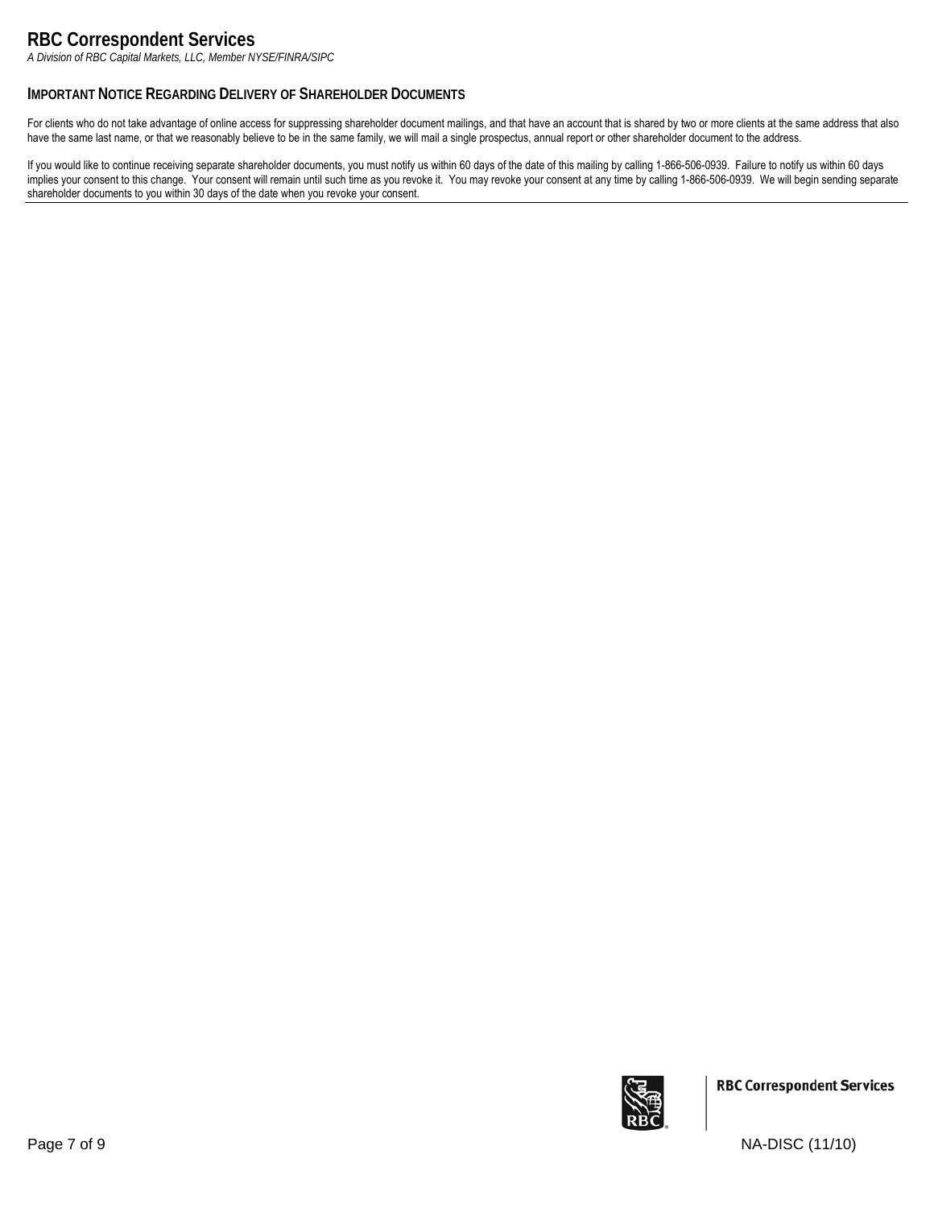# RBC Correspondent Services

*A Division of RBC Capital Markets, LLC, Member NYSE/FINRA/SIPC*

## IMPORTANT NOTICE REGARDING DELIVERY OF SHAREHOLDER DOCUMENTS

For clients who do not take advantage of online access for suppressing shareholder document mailings, and that have an account that is shared by two or more clients at the same address that also have the same last name, or that we reasonably believe to be in the same family, we will mail a single prospectus, annual report or other shareholder document to the address.

If you would like to continue receiving separate shareholder documents, you must notify us within 60 days of the date of this mailing by calling 1-866-506-0939. Failure to notify us within 60 days implies your consent to this change. Your consent will remain until such time as you revoke it. You may revoke your consent at any time by calling 1-866-506-0939. We will begin sending separate shareholder documents to you within 30 days of the date when you revoke your consent.

RBC Correspondent Services

NA-DISC (11/10)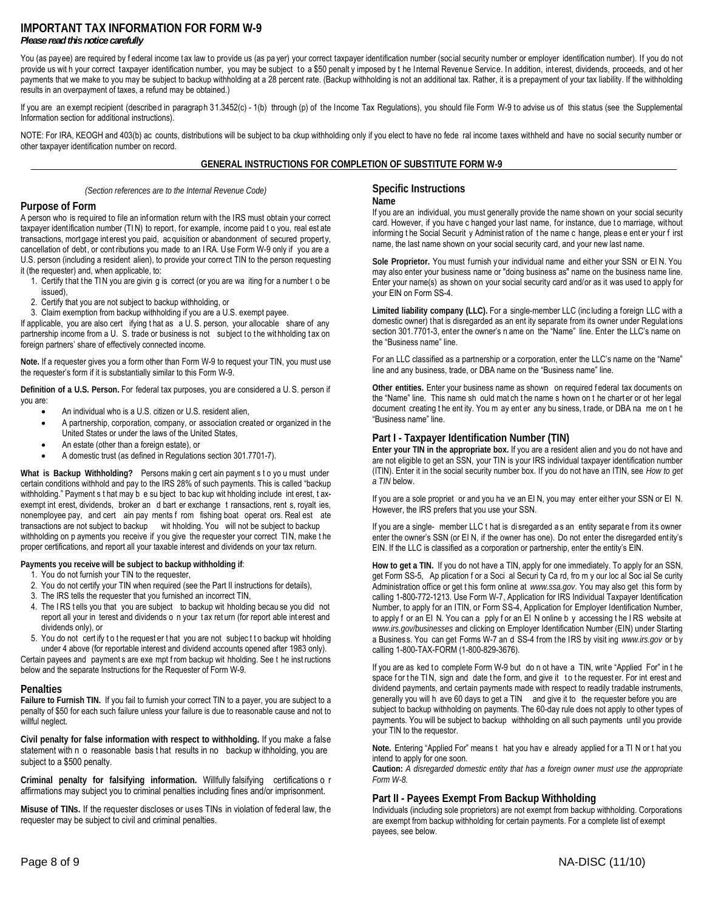# IMPORTANT TAX INFORMATION FOR FORM W-9

***Please read this notice carefully***

You (as payee) are required by federal income tax law to provide us (as payer) your correct taxpayer identification number (social security number or employer identification number). If you do not provide us with your correct taxpayer identification number, you may be subject to a $50 penalty imposed by the Internal Revenue Service. In addition, interest, dividends, proceeds, and other payments that we make to you may be subject to backup withholding at a 28 percent rate. (Backup withholding is not an additional tax. Rather, it is a prepayment of your tax liability. If the withholding results in an overpayment of taxes, a refund may be obtained.)

If you are an exempt recipient (described in paragraph 31.3452(c) - 1(b) through (p) of the Income Tax Regulations), you should file Form W-9 to advise us of this status (see the Supplemental Information section for additional instructions).

NOTE: For IRA, KEOGH and 403(b) accounts, distributions will be subject to backup withholding only if you elect to have no federal income taxes withheld and have no social security number or other taxpayer identification number on record.

## GENERAL INSTRUCTIONS FOR COMPLETION OF SUBSTITUTE FORM W-9

*(Section references are to the Internal Revenue Code)*

### Purpose of Form

A person who is required to file an information return with the IRS must obtain your correct taxpayer identification number (TIN) to report, for example, income paid to you, real estate transactions, mortgage interest you paid, acquisition or abandonment of secured property, cancellation of debt, or contributions you made to an IRA. Use Form W-9 only if you are a U.S. person (including a resident alien), to provide your correct TIN to the person requesting it (the requester) and, when applicable, to:

1. Certify that the TIN you are giving is correct (or you are waiting for a number to be issued),
2. Certify that you are not subject to backup withholding, or
3. Claim exemption from backup withholding if you are a U.S. exempt payee.

If applicable, you are also certifying that as a U.S. person, your allocable share of any partnership income from a U. S. trade or business is not subject to the withholding tax on foreign partners' share of effectively connected income.

**Note.** If a requester gives you a form other than Form W-9 to request your TIN, you must use the requester's form if it is substantially similar to this Form W-9.

**Definition of a U.S. Person.** For federal tax purposes, you are considered a U.S. person if you are:

- An individual who is a U.S. citizen or U.S. resident alien,
- A partnership, corporation, company, or association created or organized in the United States or under the laws of the United States,
- An estate (other than a foreign estate), or
- A domestic trust (as defined in Regulations section 301.7701-7).

**What is Backup Withholding?** Persons making certain payments to you must under certain conditions withhold and pay to the IRS 28% of such payments. This is called "backup withholding." Payments that may be subject to backup withholding include interest, tax-exempt interest, dividends, broker and barter exchange transactions, rents, royalties, nonemployee pay, and certain payments from fishing boat operators. Real estate transactions are not subject to backup withholding. You will not be subject to backup withholding on payments you receive if you give the requester your correct TIN, make the proper certifications, and report all your taxable interest and dividends on your tax return.

**Payments you receive will be subject to backup withholding if**:

1. You do not furnish your TIN to the requester,
2. You do not certify your TIN when required (see the Part II instructions for details),
3. The IRS tells the requester that you furnished an incorrect TIN,
4. The IRS tells you that you are subject to backup withholding because you did not report all your interest and dividends on your tax return (for reportable interest and dividends only), or
5. You do not certify to the requester that you are not subject to backup withholding under 4 above (for reportable interest and dividend accounts opened after 1983 only).

Certain payees and payments are exempt from backup withholding. See the instructions below and the separate Instructions for the Requester of Form W-9.

### Penalties

**Failure to Furnish TIN.** If you fail to furnish your correct TIN to a payer, you are subject to a penalty of $50 for each such failure unless your failure is due to reasonable cause and not to willful neglect.

**Civil penalty for false information with respect to withholding.** If you make a false statement with no reasonable basis that results in no backup withholding, you are subject to a $500 penalty.

**Criminal penalty for falsifying information.** Willfully falsifying certifications or affirmations may subject you to criminal penalties including fines and/or imprisonment.

**Misuse of TINs.** If the requester discloses or uses TINs in violation of federal law, the requester may be subject to civil and criminal penalties.

### Specific Instructions

#### Name

If you are an individual, you must generally provide the name shown on your social security card. However, if you have changed your last name, for instance, due to marriage, without informing the Social Security Administration of the name change, please enter your first name, the last name shown on your social security card, and your new last name.

**Sole Proprietor.** You must furnish your individual name and either your SSN or EIN. You may also enter your business name or "doing business as" name on the business name line. Enter your name(s) as shown on your social security card and/or as it was used to apply for your EIN on Form SS-4.

**Limited liability company (LLC).** For a single-member LLC (including a foreign LLC with a domestic owner) that is disregarded as an entity separate from its owner under Regulations section 301.7701-3, enter the owner's name on the "Name" line. Enter the LLC's name on the "Business name" line.

For an LLC classified as a partnership or a corporation, enter the LLC's name on the "Name" line and any business, trade, or DBA name on the "Business name" line.

**Other entities.** Enter your business name as shown on required federal tax documents on the "Name" line. This name should match the name shown on the charter or other legal document creating the entity. You may enter any business, trade, or DBA name on the "Business name" line.

### Part I - Taxpayer Identification Number (TIN)

**Enter your TIN in the appropriate box.** If you are a resident alien and you do not have and are not eligible to get an SSN, your TIN is your IRS individual taxpayer identification number (ITIN). Enter it in the social security number box. If you do not have an ITIN, see *How to get a TIN* below.

If you are a sole proprietor and you have an EIN, you may enter either your SSN or EIN. However, the IRS prefers that you use your SSN.

If you are a single-member LLC that is disregarded as an entity separate from its owner enter the owner's SSN (or EIN, if the owner has one). Do not enter the disregarded entity's EIN. If the LLC is classified as a corporation or partnership, enter the entity's EIN.

**How to get a TIN.** If you do not have a TIN, apply for one immediately. To apply for an SSN, get Form SS-5, Application for a Social Security Card, from your local Social Security Administration office or get this form online at *www.ssa.gov*. You may also get this form by calling 1-800-772-1213. Use Form W-7, Application for IRS Individual Taxpayer Identification Number, to apply for an ITIN, or Form SS-4, Application for Employer Identification Number, to apply for an EIN. You can apply for an EIN online by accessing the IRS website at *www.irs.gov/businesses* and clicking on Employer Identification Number (EIN) under Starting a Business. You can get Forms W-7 and SS-4 from the IRS by visiting *www.irs.gov* or by calling 1-800-TAX-FORM (1-800-829-3676).

If you are asked to complete Form W-9 but do not have a TIN, write "Applied For" in the space for the TIN, sign and date the form, and give it to the requester. For interest and dividend payments, and certain payments made with respect to readily tradable instruments, generally you will have 60 days to get a TIN and give it to the requester before you are subject to backup withholding on payments. The 60-day rule does not apply to other types of payments. You will be subject to backup withholding on all such payments until you provide your TIN to the requestor.

**Note.** Entering "Applied For" means that you have already applied for a TIN or that you intend to apply for one soon.

**Caution:** *A disregarded domestic entity that has a foreign owner must use the appropriate Form W-8.*

### Part II - Payees Exempt From Backup Withholding

Individuals (including sole proprietors) are not exempt from backup withholding. Corporations are exempt from backup withholding for certain payments. For a complete list of exempt payees, see below.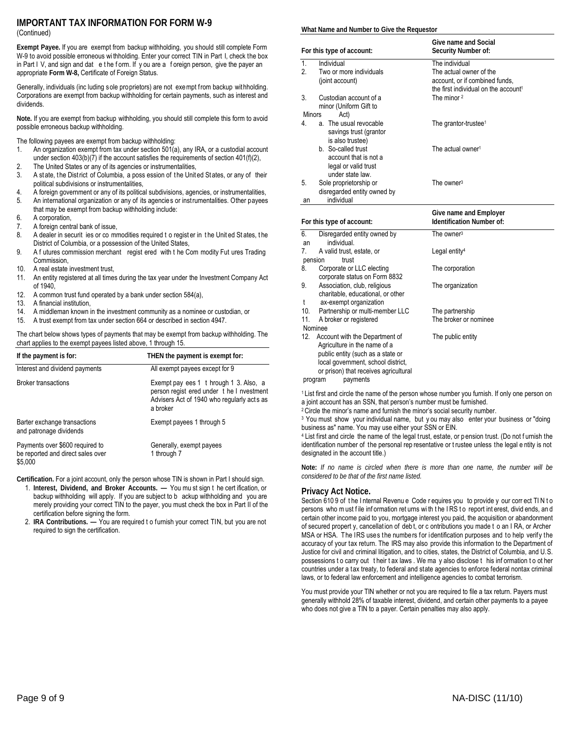# IMPORTANT TAX INFORMATION FOR FORM W-9

(Continued)

**Exempt Payee.** If you are exempt from backup withholding, you should still complete Form W-9 to avoid possible erroneous withholding. Enter your correct TIN in Part I, check the box in Part IV, and sign and date the form. If you are a foreign person, give the payer an appropriate **Form W-8,** Certificate of Foreign Status.

Generally, individuals (including sole proprietors) are not exempt from backup withholding. Corporations are exempt from backup withholding for certain payments, such as interest and dividends.

**Note.** If you are exempt from backup withholding, you should still complete this form to avoid possible erroneous backup withholding.

The following payees are exempt from backup withholding:

1. An organization exempt from tax under section 501(a), any IRA, or a custodial account under section 403(b)(7) if the account satisfies the requirements of section 401(f)(2),
2. The United States or any of its agencies or instrumentalities,
3. A state, the District of Columbia, a possession of the United States, or any of their political subdivisions or instrumentalities,
4. A foreign government or any of its political subdivisions, agencies, or instrumentalities,
5. An international organization or any of its agencies or instrumentalities. Other payees that may be exempt from backup withholding include:
6. A corporation,
7. A foreign central bank of issue,
8. A dealer in securities or commodities required to register in the United States, the District of Columbia, or a possession of the United States,
9. A futures commission merchant registered with the Commodity Futures Trading Commission,
10. A real estate investment trust,
11. An entity registered at all times during the tax year under the Investment Company Act of 1940,
12. A common trust fund operated by a bank under section 584(a),
13. A financial institution,
14. A middleman known in the investment community as a nominee or custodian, or
15. A trust exempt from tax under section 664 or described in section 4947.

The chart below shows types of payments that may be exempt from backup withholding. The chart applies to the exempt payees listed above, 1 through 15.

| If the payment is for: | THEN the payment is exempt for: |
|---|---|
| Interest and dividend payments | All exempt payees except for 9 |
| Broker transactions | Exempt payees 1 through 13. Also, a person registered under the Investment Advisers Act of 1940 who regularly acts as a broker |
| Barter exchange transactions and patronage dividends | Exempt payees 1 through 5 |
| Payments over $600 required to be reported and direct sales over $5,000 | Generally, exempt payees 1 through 7 |

**Certification.** For a joint account, only the person whose TIN is shown in Part I should sign.

1. **Interest, Dividend, and Broker Accounts. —** You must sign the certification, or backup withholding will apply. If you are subject to backup withholding and you are merely providing your correct TIN to the payer, you must check the box in Part II of the certification before signing the form.
2. **IRA Contributions. —** You are required to furnish your correct TIN, but you are not required to sign the certification.

**What Name and Number to Give the Requestor**

| For this type of account: | Give name and Social Security Number of: |
|---|---|
| 1. Individual | The individual |
| 2. Two or more individuals (joint account) | The actual owner of the account, or if combined funds, the first individual on the account[1] |
| 3. Custodian account of a minor (Uniform Gift to Minors Act) | The minor [2] |
| 4. a. The usual revocable savings trust (grantor is also trustee) | The grantor-trustee[1] |
| b. So-called trust account that is not a legal or valid trust under state law. | The actual owner[1] |
| 5. Sole proprietorship or disregarded entity owned by an individual | The owner[3] |

| For this type of account: | Give name and Employer Identification Number of: |
|---|---|
| 6. Disregarded entity owned by an individual. | The owner[3] |
| 7. A valid trust, estate, or pension trust | Legal entity[4] |
| 8. Corporate or LLC electing corporate status on Form 8832 | The corporation |
| 9. Association, club, religious charitable, educational, or other tax-exempt organization | The organization |
| 10. Partnership or multi-member LLC | The partnership |
| 11. A broker or registered Nominee | The broker or nominee |
| 12. Account with the Department of Agriculture in the name of a public entity (such as a state or local government, school district, or prison) that receives agricultural program payments | The public entity |

[1] List first and circle the name of the person whose number you furnish. If only one person on a joint account has an SSN, that person's number must be furnished.

[2] Circle the minor's name and furnish the minor's social security number.

[3] You must show your individual name, but you may also enter your business or "doing business as" name. You may use either your SSN or EIN.

[4] List first and circle the name of the legal trust, estate, or pension trust. (Do not furnish the identification number of the personal representative or trustee unless the legal entity is not designated in the account title.)

**Note:** *If no name is circled when there is more than one name, the number will be considered to be that of the first name listed.*

## Privacy Act Notice.

Section 6109 of the Internal Revenue Code requires you to provide your correct TIN to persons who must file information returns with the IRS to report interest, dividends, and certain other income paid to you, mortgage interest you paid, the acquisition or abandonment of secured property, cancellation of debt, or contributions you made to an IRA, or Archer MSA or HSA. The IRS uses the numbers for identification purposes and to help verify the accuracy of your tax return. The IRS may also provide this information to the Department of Justice for civil and criminal litigation, and to cities, states, the District of Columbia, and U.S. possessions to carry out their tax laws. We may also disclose this information to other countries under a tax treaty, to federal and state agencies to enforce federal nontax criminal laws, or to federal law enforcement and intelligence agencies to combat terrorism.

You must provide your TIN whether or not you are required to file a tax return. Payers must generally withhold 28% of taxable interest, dividend, and certain other payments to a payee who does not give a TIN to a payer. Certain penalties may also apply.

NA-DISC (11/10)